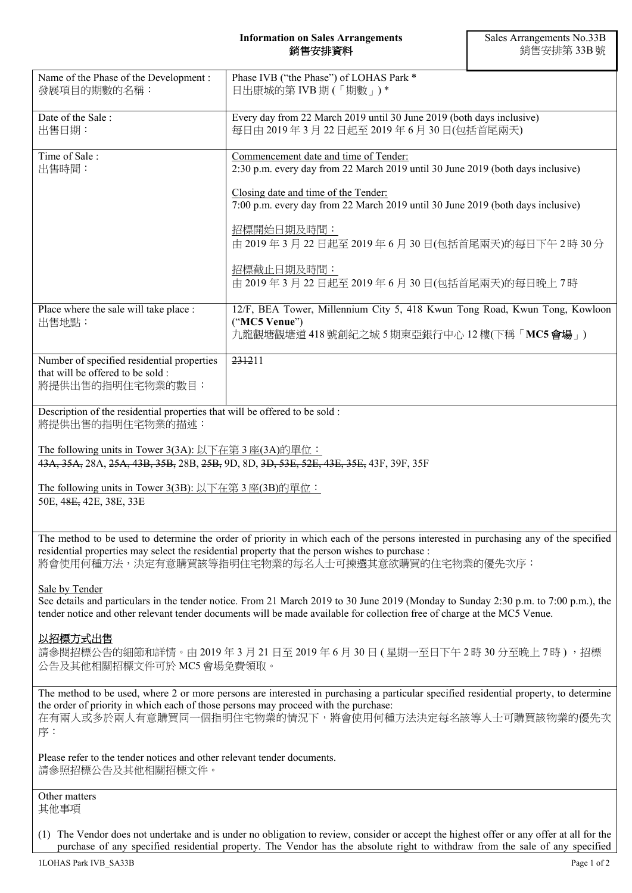**Information on Sales Arrangements**
**銷售安排資料**

Sales Arrangements No.33B
銷售安排第 33B 號

| | |
|---|---|
| Name of the Phase of the Development :<br>發展項目的期數的名稱： | Phase IVB ("the Phase") of LOHAS Park *<br>日出康城的第 IVB 期 (「期數」) * |
| Date of the Sale :<br>出售日期： | Every day from 22 March 2019 until 30 June 2019 (both days inclusive)<br>每日由 2019 年 3 月 22 日起至 2019 年 6 月 30 日(包括首尾兩天) |
| Time of Sale :<br>出售時間： | <u>Commencement date and time of Tender:</u><br>2:30 p.m. every day from 22 March 2019 until 30 June 2019 (both days inclusive)<br><br><u>Closing date and time of the Tender:</u><br>7:00 p.m. every day from 22 March 2019 until 30 June 2019 (both days inclusive)<br><br><u>招標開始日期及時間：</u><br>由 2019 年 3 月 22 日起至 2019 年 6 月 30 日(包括首尾兩天)的每日下午 2 時 30 分<br><br><u>招標截止日期及時間：</u><br>由 2019 年 3 月 22 日起至 2019 年 6 月 30 日(包括首尾兩天)的每日晚上 7 時 |
| Place where the sale will take place :<br>出售地點： | 12/F, BEA Tower, Millennium City 5, 418 Kwun Tong Road, Kwun Tong, Kowloon ("**MC5 Venue**")<br>九龍觀塘觀塘道 418 號創紀之城 5 期東亞銀行中心 12 樓(下稱「**MC5 會場**」) |
| Number of specified residential properties that will be offered to be sold :<br>將提供出售的指明住宅物業的數目： | ~~2312~~11 |

Description of the residential properties that will be offered to be sold :
將提供出售的指明住宅物業的描述：

<u>The following units in Tower 3(3A): 以下在第 3 座(3A)的單位：</u>
~~43A, 35A,~~ 28A, ~~25A, 43B, 35B,~~ 28B, ~~25B,~~ 9D, 8D, ~~3D, 53E, 52E, 43E, 35E,~~ 43F, 39F, 35F

<u>The following units in Tower 3(3B): 以下在第 3 座(3B)的單位：</u>
50E, ~~48E,~~ 42E, 38E, 33E

The method to be used to determine the order of priority in which each of the persons interested in purchasing any of the specified residential properties may select the residential property that the person wishes to purchase :
將會使用何種方法，決定有意購買該等指明住宅物業的每名人士可揀選其意欲購買的住宅物業的優先次序：

<u>Sale by Tender</u>
See details and particulars in the tender notice. From 21 March 2019 to 30 June 2019 (Monday to Sunday 2:30 p.m. to 7:00 p.m.), the tender notice and other relevant tender documents will be made available for collection free of charge at the MC5 Venue.

<u>**以招標方式出售**</u>
請參閱招標公告的細節和詳情。由 2019 年 3 月 21 日至 2019 年 6 月 30 日 ( 星期一至日下午 2 時 30 分至晚上 7 時 ) ，招標公告及其他相關招標文件可於 MC5 會場免費領取。

The method to be used, where 2 or more persons are interested in purchasing a particular specified residential property, to determine the order of priority in which each of those persons may proceed with the purchase:
在有兩人或多於兩人有意購買同一個指明住宅物業的情況下，將會使用何種方法決定每名該等人士可購買該物業的優先次序：

Please refer to the tender notices and other relevant tender documents.
請參照招標公告及其他相關招標文件。

Other matters
其他事項

(1) The Vendor does not undertake and is under no obligation to review, consider or accept the highest offer or any offer at all for the purchase of any specified residential property. The Vendor has the absolute right to withdraw from the sale of any specified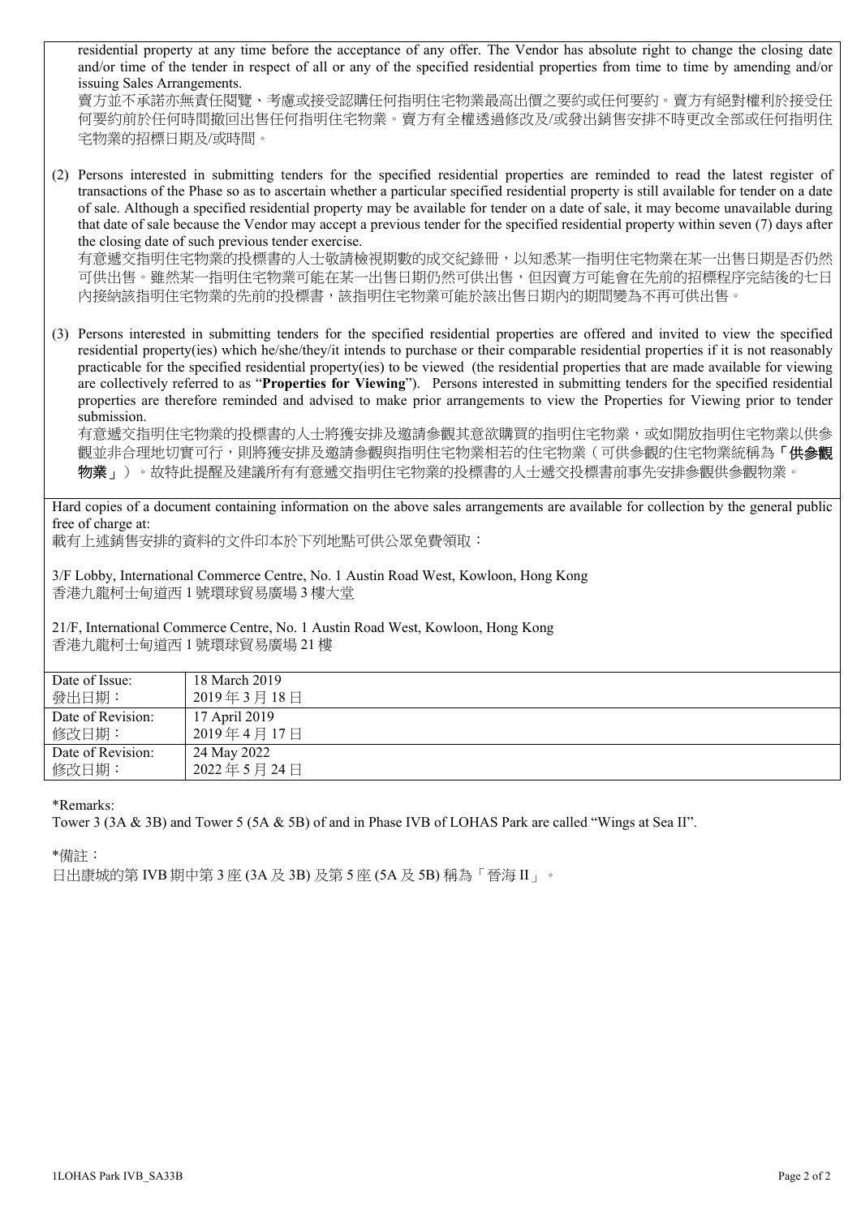residential property at any time before the acceptance of any offer. The Vendor has absolute right to change the closing date and/or time of the tender in respect of all or any of the specified residential properties from time to time by amending and/or issuing Sales Arrangements.

賣方並不承諾亦無責任閱覽、考慮或接受認購任何指明住宅物業最高出價之要約或任何要約。賣方有絕對權利於接受任何要約前於任何時間撤回出售任何指明住宅物業。賣方有全權透過修改及/或發出銷售安排不時更改全部或任何指明住宅物業的招標日期及/或時間。

(2) Persons interested in submitting tenders for the specified residential properties are reminded to read the latest register of transactions of the Phase so as to ascertain whether a particular specified residential property is still available for tender on a date of sale. Although a specified residential property may be available for tender on a date of sale, it may become unavailable during that date of sale because the Vendor may accept a previous tender for the specified residential property within seven (7) days after the closing date of such previous tender exercise.

有意遞交指明住宅物業的投標書的人士敬請檢視期數的成交紀錄冊，以知悉某一指明住宅物業在某一出售日期是否仍然可供出售。雖然某一指明住宅物業可能在某一出售日期仍然可供出售，但因賣方可能會在先前的招標程序完結後的七日內接納該指明住宅物業的先前的投標書，該指明住宅物業可能於該出售日期內的期間變為不再可供出售。

(3) Persons interested in submitting tenders for the specified residential properties are offered and invited to view the specified residential property(ies) which he/she/they/it intends to purchase or their comparable residential properties if it is not reasonably practicable for the specified residential property(ies) to be viewed (the residential properties that are made available for viewing are collectively referred to as "**Properties for Viewing**"). Persons interested in submitting tenders for the specified residential properties are therefore reminded and advised to make prior arrangements to view the Properties for Viewing prior to tender submission.

有意遞交指明住宅物業的投標書的人士將獲安排及邀請參觀其意欲購買的指明住宅物業，或如開放指明住宅物業以供參觀並非合理地切實可行，則將獲安排及邀請參觀與指明住宅物業相若的住宅物業（可供參觀的住宅物業統稱為「**供參觀物業**」）。故特此提醒及建議所有有意遞交指明住宅物業的投標書的人士遞交投標書前事先安排參觀供參觀物業。

Hard copies of a document containing information on the above sales arrangements are available for collection by the general public free of charge at:

載有上述銷售安排的資料的文件印本於下列地點可供公眾免費領取：

3/F Lobby, International Commerce Centre, No. 1 Austin Road West, Kowloon, Hong Kong

香港九龍柯士甸道西 1 號環球貿易廣場 3 樓大堂

21/F, International Commerce Centre, No. 1 Austin Road West, Kowloon, Hong Kong

香港九龍柯士甸道西 1 號環球貿易廣場 21 樓

| | |
|---|---|
| Date of Issue:<br>發出日期： | 18 March 2019<br>2019 年 3 月 18 日 |
| Date of Revision:<br>修改日期： | 17 April 2019<br>2019 年 4 月 17 日 |
| Date of Revision:<br>修改日期： | 24 May 2022<br>2022 年 5 月 24 日 |

*Remarks:

Tower 3 (3A & 3B) and Tower 5 (5A & 5B) of and in Phase IVB of LOHAS Park are called "Wings at Sea II".

*備註：

日出康城的第 IVB 期中第 3 座 (3A 及 3B) 及第 5 座 (5A 及 5B) 稱為「晉海 II」。